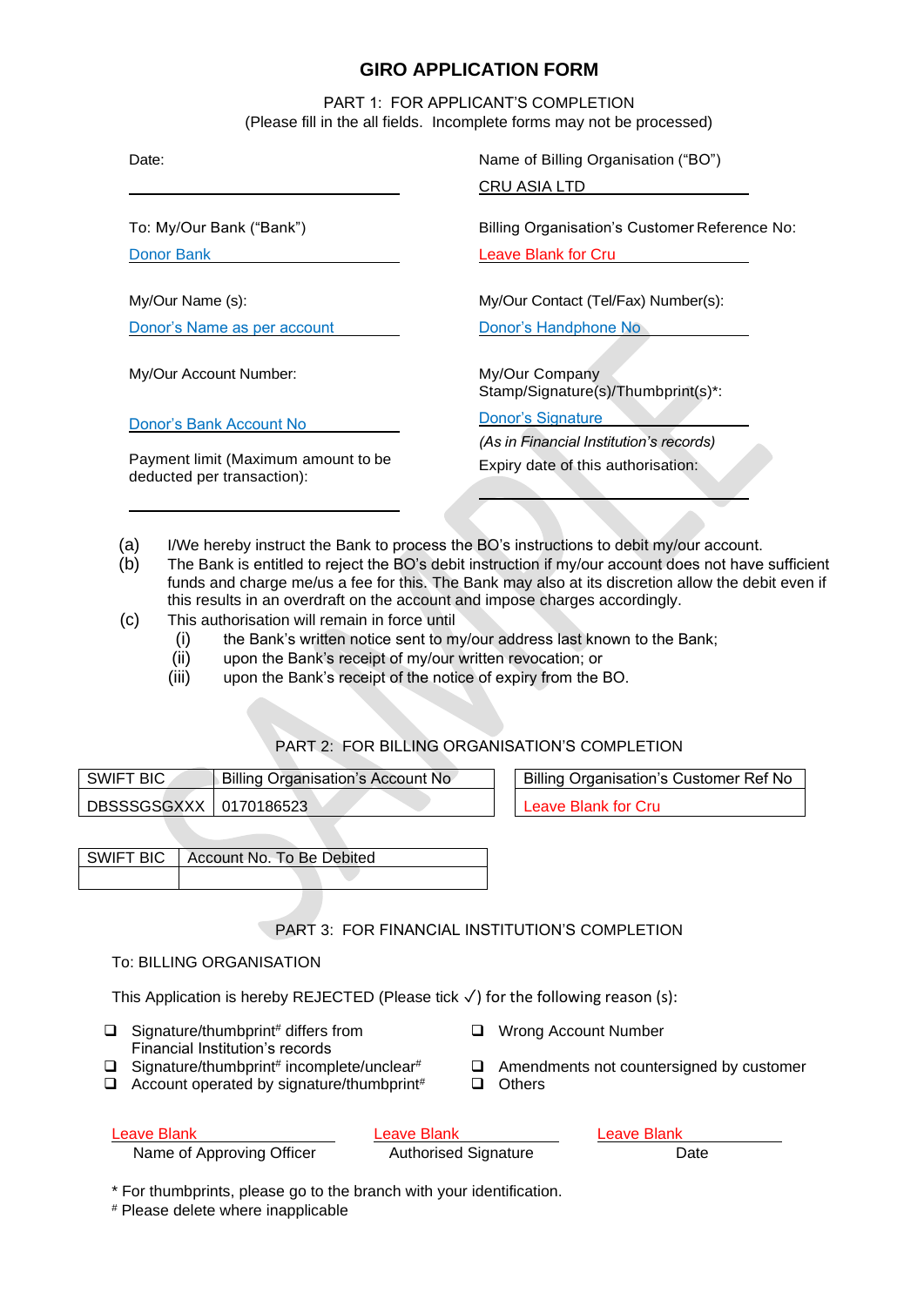# GIRO APPLICATION FORM

PART 1: FOR APPLICANT'S COMPLETION
(Please fill in the all fields. Incomplete forms may not be processed)

Date:

Name of Billing Organisation ("BO")
CRU ASIA LTD

To: My/Our Bank ("Bank")
Donor Bank

Billing Organisation's Customer Reference No:
Leave Blank for Cru

My/Our Name (s):
Donor's Name as per account

My/Our Contact (Tel/Fax) Number(s):
Donor's Handphone No

My/Our Account Number:
Donor's Bank Account No

My/Our Company Stamp/Signature(s)/Thumbprint(s)*:
Donor's Signature
*(As in Financial Institution's records)*

Payment limit (Maximum amount to be deducted per transaction):

Expiry date of this authorisation:

(a) I/We hereby instruct the Bank to process the BO's instructions to debit my/our account.
(b) The Bank is entitled to reject the BO's debit instruction if my/our account does not have sufficient funds and charge me/us a fee for this. The Bank may also at its discretion allow the debit even if this results in an overdraft on the account and impose charges accordingly.
(c) This authorisation will remain in force until
   (i) the Bank's written notice sent to my/our address last known to the Bank;
   (ii) upon the Bank's receipt of my/our written revocation; or
   (iii) upon the Bank's receipt of the notice of expiry from the BO.

PART 2: FOR BILLING ORGANISATION'S COMPLETION

| SWIFT BIC | Billing Organisation's Account No |
|---|---|
| DBSSSGSGXXX | 0170186523 |

| Billing Organisation's Customer Ref No |
|---|
| Leave Blank for Cru |

| SWIFT BIC | Account No. To Be Debited |
|---|---|
| | |

PART 3: FOR FINANCIAL INSTITUTION'S COMPLETION

To: BILLING ORGANISATION

This Application is hereby REJECTED (Please tick ✓) for the following reason (s):

- ❑ Signature/thumbprint# differs from Financial Institution's records
- ❑ Signature/thumbprint# incomplete/unclear#
- ❑ Account operated by signature/thumbprint#
- ❑ Wrong Account Number
- ❑ Amendments not countersigned by customer
- ❑ Others

| Leave Blank | Leave Blank | Leave Blank |
|---|---|---|
| Name of Approving Officer | Authorised Signature | Date |

\* For thumbprints, please go to the branch with your identification.
# Please delete where inapplicable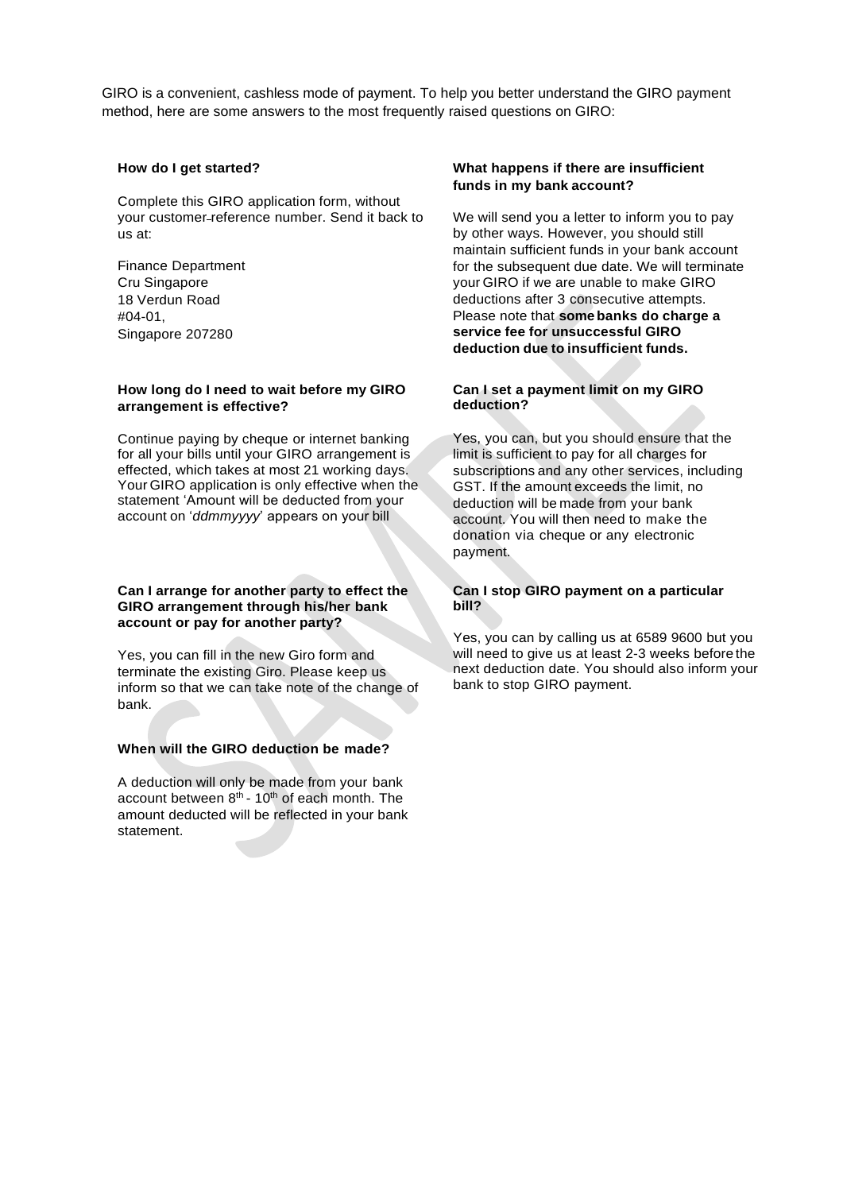GIRO is a convenient, cashless mode of payment. To help you better understand the GIRO payment method, here are some answers to the most frequently raised questions on GIRO:

**How do I get started?**

Complete this GIRO application form, without your customer reference number. Send it back to us at:

Finance Department
Cru Singapore
18 Verdun Road
#04-01,
Singapore 207280

**How long do I need to wait before my GIRO arrangement is effective?**

Continue paying by cheque or internet banking for all your bills until your GIRO arrangement is effected, which takes at most 21 working days. Your GIRO application is only effective when the statement 'Amount will be deducted from your account on '*ddmmyyyy*' appears on your bill

**Can I arrange for another party to effect the GIRO arrangement through his/her bank account or pay for another party?**

Yes, you can fill in the new Giro form and terminate the existing Giro. Please keep us inform so that we can take note of the change of bank.

**When will the GIRO deduction be made?**

A deduction will only be made from your bank account between 8th - 10th of each month. The amount deducted will be reflected in your bank statement.

**What happens if there are insufficient funds in my bank account?**

We will send you a letter to inform you to pay by other ways. However, you should still maintain sufficient funds in your bank account for the subsequent due date. We will terminate your GIRO if we are unable to make GIRO deductions after 3 consecutive attempts. Please note that **some banks do charge a service fee for unsuccessful GIRO deduction due to insufficient funds.**

**Can I set a payment limit on my GIRO deduction?**

Yes, you can, but you should ensure that the limit is sufficient to pay for all charges for subscriptions and any other services, including GST. If the amount exceeds the limit, no deduction will be made from your bank account. You will then need to make the donation via cheque or any electronic payment.

**Can I stop GIRO payment on a particular bill?**

Yes, you can by calling us at 6589 9600 but you will need to give us at least 2-3 weeks before the next deduction date. You should also inform your bank to stop GIRO payment.